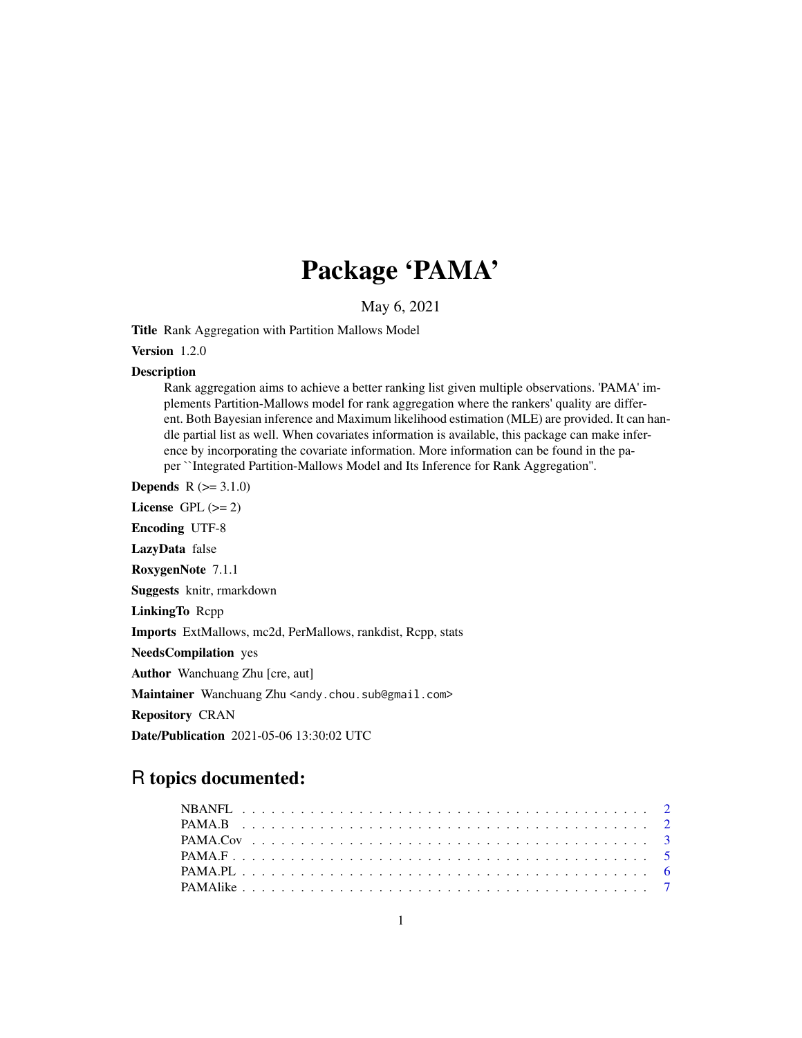# Package 'PAMA'

May 6, 2021

**Title** Rank Aggregation with Partition Mallows Model

**Version** 1.2.0

**Description**
Rank aggregation aims to achieve a better ranking list given multiple observations. 'PAMA' implements Partition-Mallows model for rank aggregation where the rankers' quality are different. Both Bayesian inference and Maximum likelihood estimation (MLE) are provided. It can handle partial list as well. When covariates information is available, this package can make inference by incorporating the covariate information. More information can be found in the paper ``Integrated Partition-Mallows Model and Its Inference for Rank Aggregation''.

**Depends** R (>= 3.1.0)

**License** GPL (>= 2)

**Encoding** UTF-8

**LazyData** false

**RoxygenNote** 7.1.1

**Suggests** knitr, rmarkdown

**LinkingTo** Rcpp

**Imports** ExtMallows, mc2d, PerMallows, rankdist, Rcpp, stats

**NeedsCompilation** yes

**Author** Wanchuang Zhu [cre, aut]

**Maintainer** Wanchuang Zhu <andy.chou.sub@gmail.com>

**Repository** CRAN

**Date/Publication** 2021-05-06 13:30:02 UTC

## R topics documented:

- NBANFL . . . . . . . . . . . . . . . . . . . . . . . . . . . . . . . . . . . . . . . . 2
- PAMA.B . . . . . . . . . . . . . . . . . . . . . . . . . . . . . . . . . . . . . . . . 2
- PAMA.Cov . . . . . . . . . . . . . . . . . . . . . . . . . . . . . . . . . . . . . . . 3
- PAMA.F . . . . . . . . . . . . . . . . . . . . . . . . . . . . . . . . . . . . . . . . 5
- PAMA.PL . . . . . . . . . . . . . . . . . . . . . . . . . . . . . . . . . . . . . . . 6
- PAMAlike . . . . . . . . . . . . . . . . . . . . . . . . . . . . . . . . . . . . . . . 7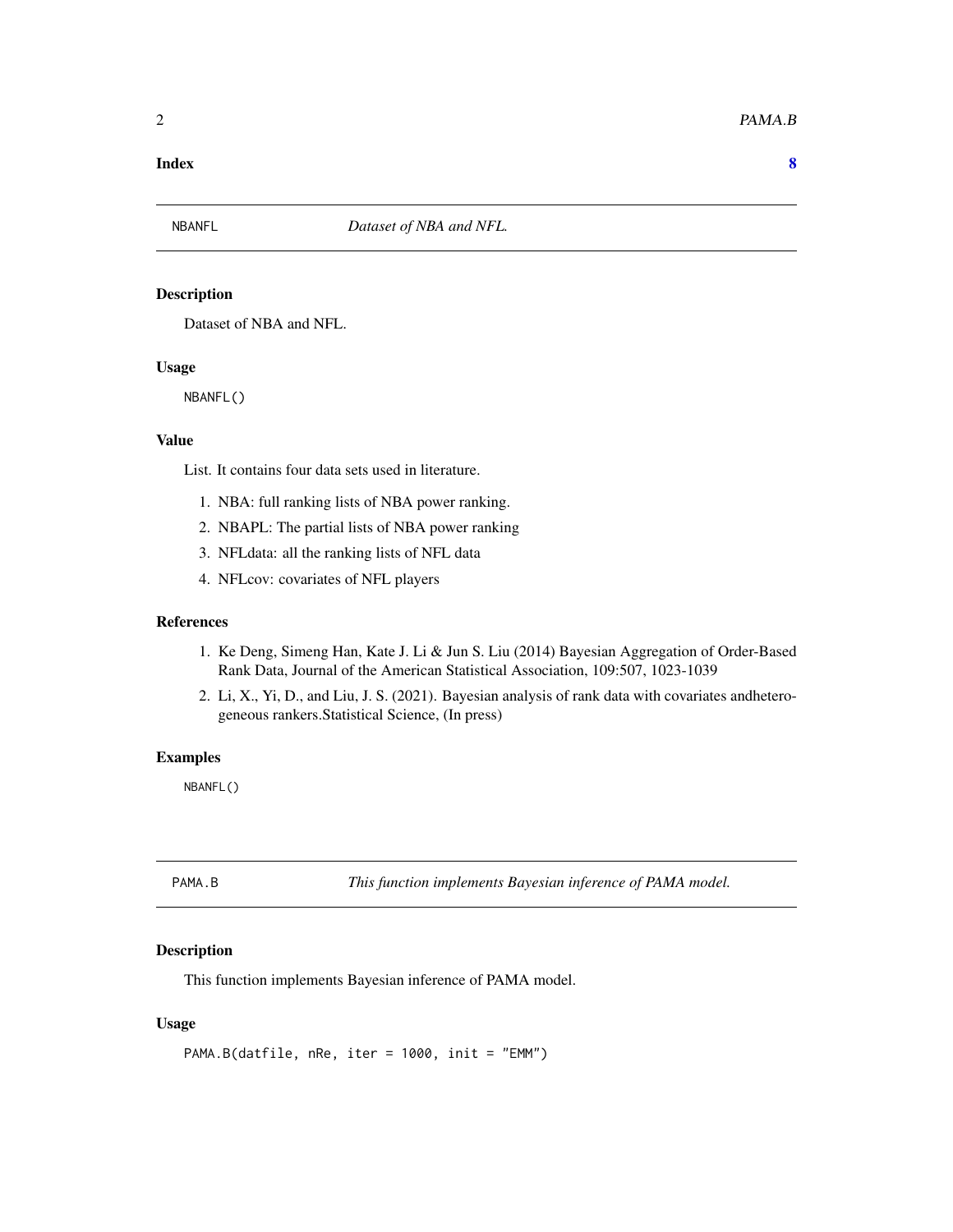**Index** **8**

## NBANFL — *Dataset of NBA and NFL.*

### Description

Dataset of NBA and NFL.

### Usage

```
NBANFL()
```

### Value

List. It contains four data sets used in literature.

1. NBA: full ranking lists of NBA power ranking.
2. NBAPL: The partial lists of NBA power ranking
3. NFLdata: all the ranking lists of NFL data
4. NFLcov: covariates of NFL players

### References

1. Ke Deng, Simeng Han, Kate J. Li & Jun S. Liu (2014) Bayesian Aggregation of Order-Based Rank Data, Journal of the American Statistical Association, 109:507, 1023-1039
2. Li, X., Yi, D., and Liu, J. S. (2021). Bayesian analysis of rank data with covariates andheterogeneous rankers.Statistical Science, (In press)

### Examples

```
NBANFL()
```

## PAMA.B — *This function implements Bayesian inference of PAMA model.*

### Description

This function implements Bayesian inference of PAMA model.

### Usage

```
PAMA.B(datfile, nRe, iter = 1000, init = "EMM")
```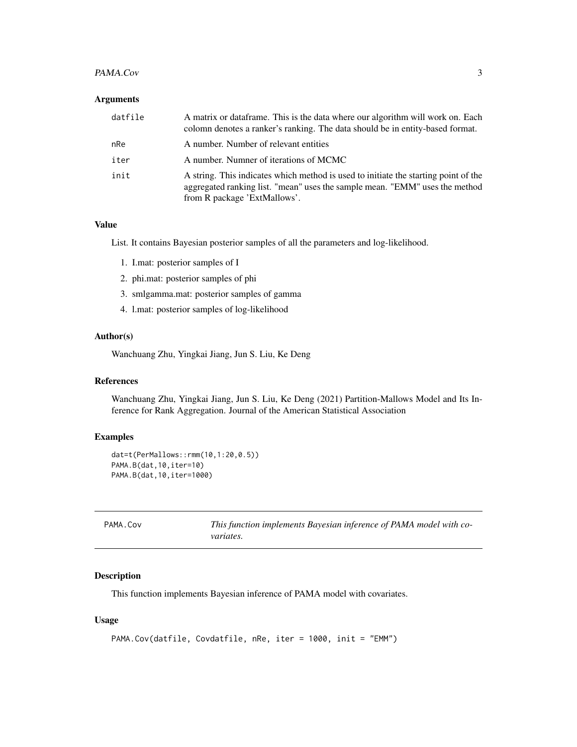### Arguments

| | |
|---|---|
| datfile | A matrix or dataframe. This is the data where our algorithm will work on. Each colomn denotes a ranker's ranking. The data should be in entity-based format. |
| nRe | A number. Number of relevant entities |
| iter | A number. Numner of iterations of MCMC |
| init | A string. This indicates which method is used to initiate the starting point of the aggregated ranking list. "mean" uses the sample mean. "EMM" uses the method from R package 'ExtMallows'. |

### Value

List. It contains Bayesian posterior samples of all the parameters and log-likelihood.

1. I.mat: posterior samples of I
2. phi.mat: posterior samples of phi
3. smlgamma.mat: posterior samples of gamma
4. l.mat: posterior samples of log-likelihood

### Author(s)

Wanchuang Zhu, Yingkai Jiang, Jun S. Liu, Ke Deng

### References

Wanchuang Zhu, Yingkai Jiang, Jun S. Liu, Ke Deng (2021) Partition-Mallows Model and Its Inference for Rank Aggregation. Journal of the American Statistical Association

### Examples

```
dat=t(PerMallows::rmm(10,1:20,0.5))
PAMA.B(dat,10,iter=10)
PAMA.B(dat,10,iter=1000)
```

---

## PAMA.Cov *This function implements Bayesian inference of PAMA model with covariates.*

---

### Description

This function implements Bayesian inference of PAMA model with covariates.

### Usage

```
PAMA.Cov(datfile, Covdatfile, nRe, iter = 1000, init = "EMM")
```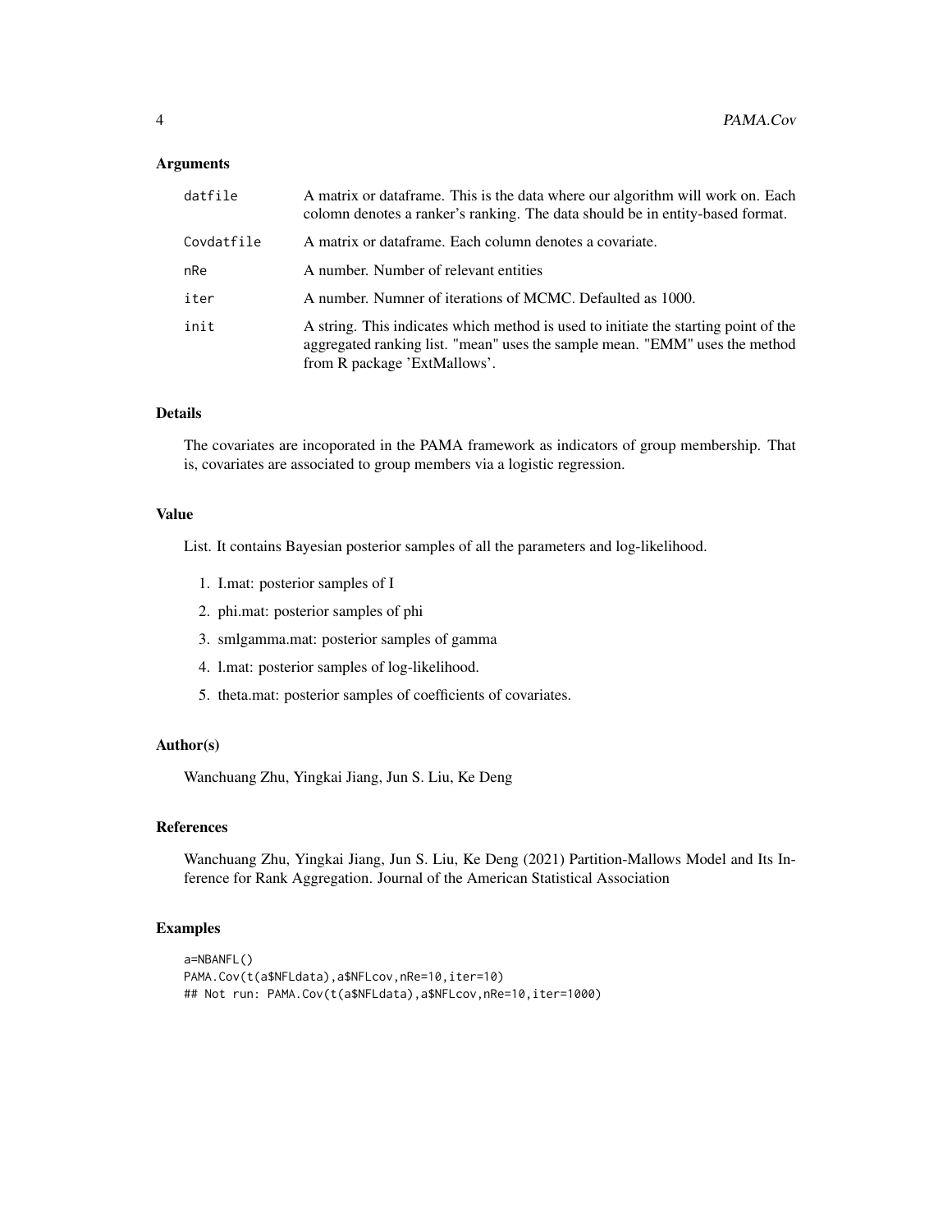## Arguments

| | |
|---|---|
| datfile | A matrix or dataframe. This is the data where our algorithm will work on. Each colomn denotes a ranker's ranking. The data should be in entity-based format. |
| Covdatfile | A matrix or dataframe. Each column denotes a covariate. |
| nRe | A number. Number of relevant entities |
| iter | A number. Numner of iterations of MCMC. Defaulted as 1000. |
| init | A string. This indicates which method is used to initiate the starting point of the aggregated ranking list. "mean" uses the sample mean. "EMM" uses the method from R package 'ExtMallows'. |

## Details

The covariates are incoporated in the PAMA framework as indicators of group membership. That is, covariates are associated to group members via a logistic regression.

## Value

List. It contains Bayesian posterior samples of all the parameters and log-likelihood.

1. I.mat: posterior samples of I
2. phi.mat: posterior samples of phi
3. smlgamma.mat: posterior samples of gamma
4. l.mat: posterior samples of log-likelihood.
5. theta.mat: posterior samples of coefficients of covariates.

## Author(s)

Wanchuang Zhu, Yingkai Jiang, Jun S. Liu, Ke Deng

## References

Wanchuang Zhu, Yingkai Jiang, Jun S. Liu, Ke Deng (2021) Partition-Mallows Model and Its Inference for Rank Aggregation. Journal of the American Statistical Association

## Examples

```
a=NBANFL()
PAMA.Cov(t(a$NFLdata),a$NFLcov,nRe=10,iter=10)
## Not run: PAMA.Cov(t(a$NFLdata),a$NFLcov,nRe=10,iter=1000)
```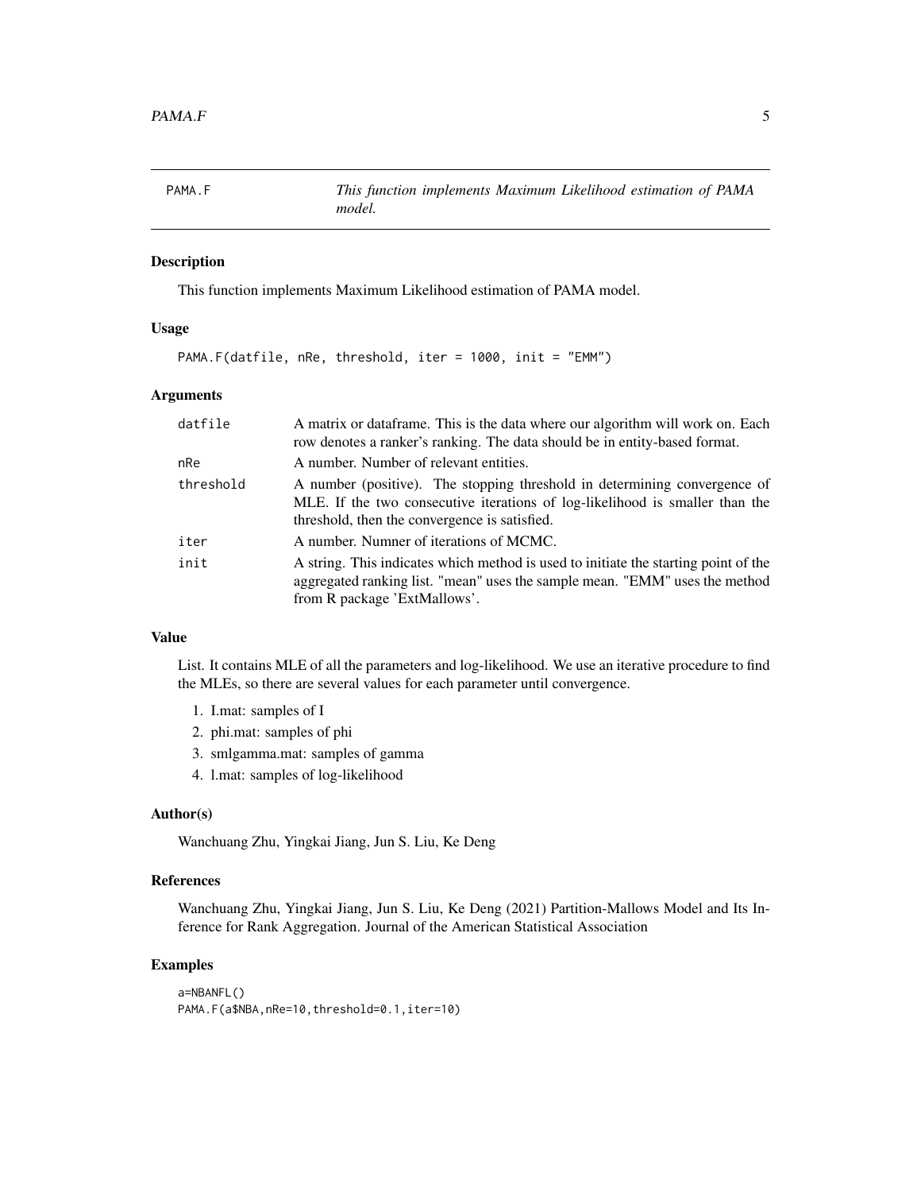## PAMA.F — This function implements Maximum Likelihood estimation of PAMA model.

### Description

This function implements Maximum Likelihood estimation of PAMA model.

### Usage

```
PAMA.F(datfile, nRe, threshold, iter = 1000, init = "EMM")
```

### Arguments

| | |
|---|---|
| datfile | A matrix or dataframe. This is the data where our algorithm will work on. Each row denotes a ranker's ranking. The data should be in entity-based format. |
| nRe | A number. Number of relevant entities. |
| threshold | A number (positive). The stopping threshold in determining convergence of MLE. If the two consecutive iterations of log-likelihood is smaller than the threshold, then the convergence is satisfied. |
| iter | A number. Numner of iterations of MCMC. |
| init | A string. This indicates which method is used to initiate the starting point of the aggregated ranking list. "mean" uses the sample mean. "EMM" uses the method from R package 'ExtMallows'. |

### Value

List. It contains MLE of all the parameters and log-likelihood. We use an iterative procedure to find the MLEs, so there are several values for each parameter until convergence.

1. I.mat: samples of I
2. phi.mat: samples of phi
3. smlgamma.mat: samples of gamma
4. l.mat: samples of log-likelihood

### Author(s)

Wanchuang Zhu, Yingkai Jiang, Jun S. Liu, Ke Deng

### References

Wanchuang Zhu, Yingkai Jiang, Jun S. Liu, Ke Deng (2021) Partition-Mallows Model and Its Inference for Rank Aggregation. Journal of the American Statistical Association

### Examples

```
a=NBANFL()
PAMA.F(a$NBA,nRe=10,threshold=0.1,iter=10)
```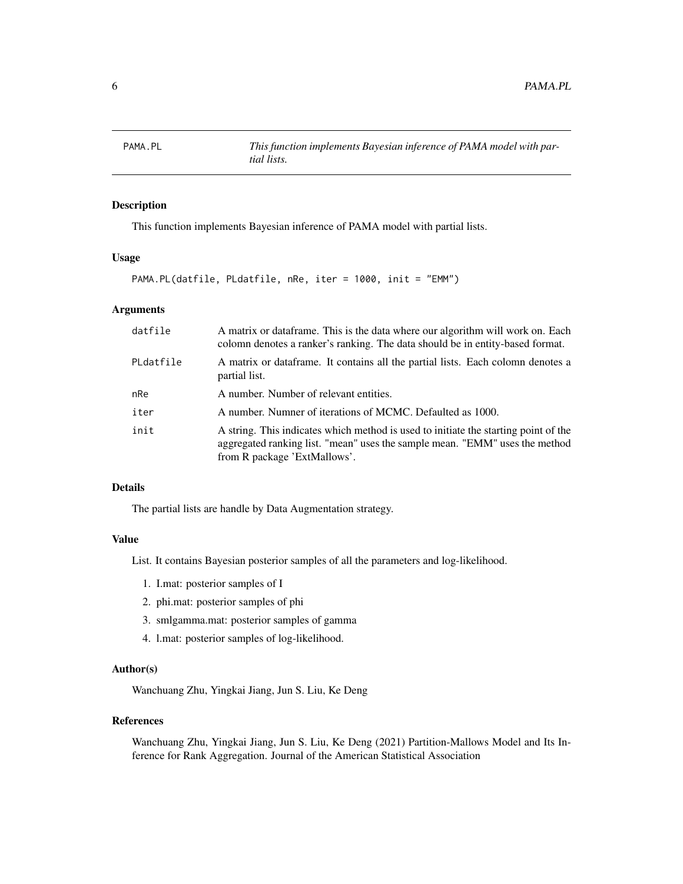## PAMA.PL — *This function implements Bayesian inference of PAMA model with partial lists.*

### Description

This function implements Bayesian inference of PAMA model with partial lists.

### Usage

```
PAMA.PL(datfile, PLdatfile, nRe, iter = 1000, init = "EMM")
```

### Arguments

| | |
|---|---|
| datfile | A matrix or dataframe. This is the data where our algorithm will work on. Each colomn denotes a ranker's ranking. The data should be in entity-based format. |
| PLdatfile | A matrix or dataframe. It contains all the partial lists. Each colomn denotes a partial list. |
| nRe | A number. Number of relevant entities. |
| iter | A number. Numner of iterations of MCMC. Defaulted as 1000. |
| init | A string. This indicates which method is used to initiate the starting point of the aggregated ranking list. "mean" uses the sample mean. "EMM" uses the method from R package 'ExtMallows'. |

### Details

The partial lists are handle by Data Augmentation strategy.

### Value

List. It contains Bayesian posterior samples of all the parameters and log-likelihood.

1. I.mat: posterior samples of I
2. phi.mat: posterior samples of phi
3. smlgamma.mat: posterior samples of gamma
4. l.mat: posterior samples of log-likelihood.

### Author(s)

Wanchuang Zhu, Yingkai Jiang, Jun S. Liu, Ke Deng

### References

Wanchuang Zhu, Yingkai Jiang, Jun S. Liu, Ke Deng (2021) Partition-Mallows Model and Its Inference for Rank Aggregation. Journal of the American Statistical Association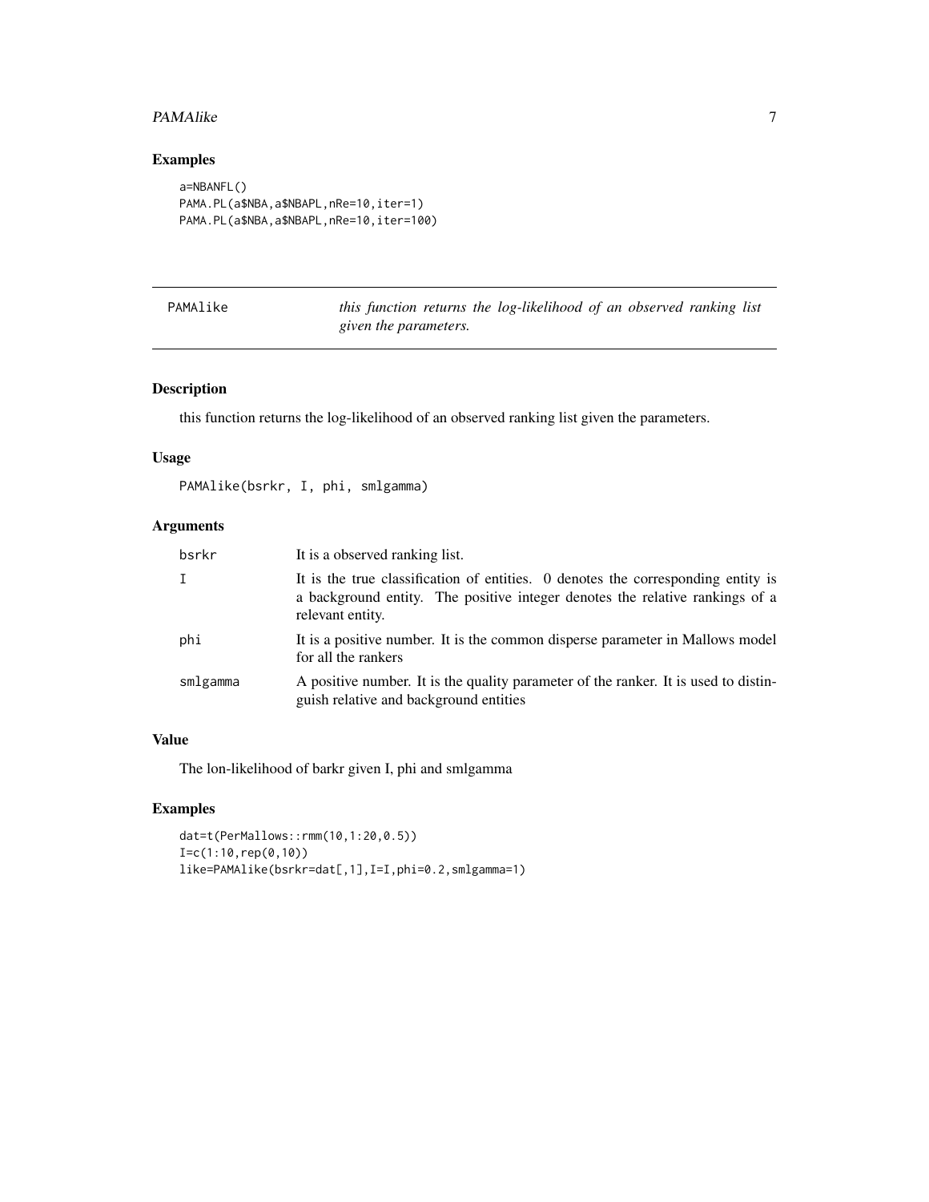## Examples

```
a=NBANFL()
PAMA.PL(a$NBA,a$NBAPL,nRe=10,iter=1)
PAMA.PL(a$NBA,a$NBAPL,nRe=10,iter=100)
```

---

## PAMAlike *this function returns the log-likelihood of an observed ranking list given the parameters.*

---

### Description

this function returns the log-likelihood of an observed ranking list given the parameters.

### Usage

```
PAMAlike(bsrkr, I, phi, smlgamma)
```

### Arguments

| | |
|---|---|
| bsrkr | It is a observed ranking list. |
| I | It is the true classification of entities. 0 denotes the corresponding entity is a background entity. The positive integer denotes the relative rankings of a relevant entity. |
| phi | It is a positive number. It is the common disperse parameter in Mallows model for all the rankers |
| smlgamma | A positive number. It is the quality parameter of the ranker. It is used to distinguish relative and background entities |

### Value

The lon-likelihood of barkr given I, phi and smlgamma

### Examples

```
dat=t(PerMallows::rmm(10,1:20,0.5))
I=c(1:10,rep(0,10))
like=PAMAlike(bsrkr=dat[,1],I=I,phi=0.2,smlgamma=1)
```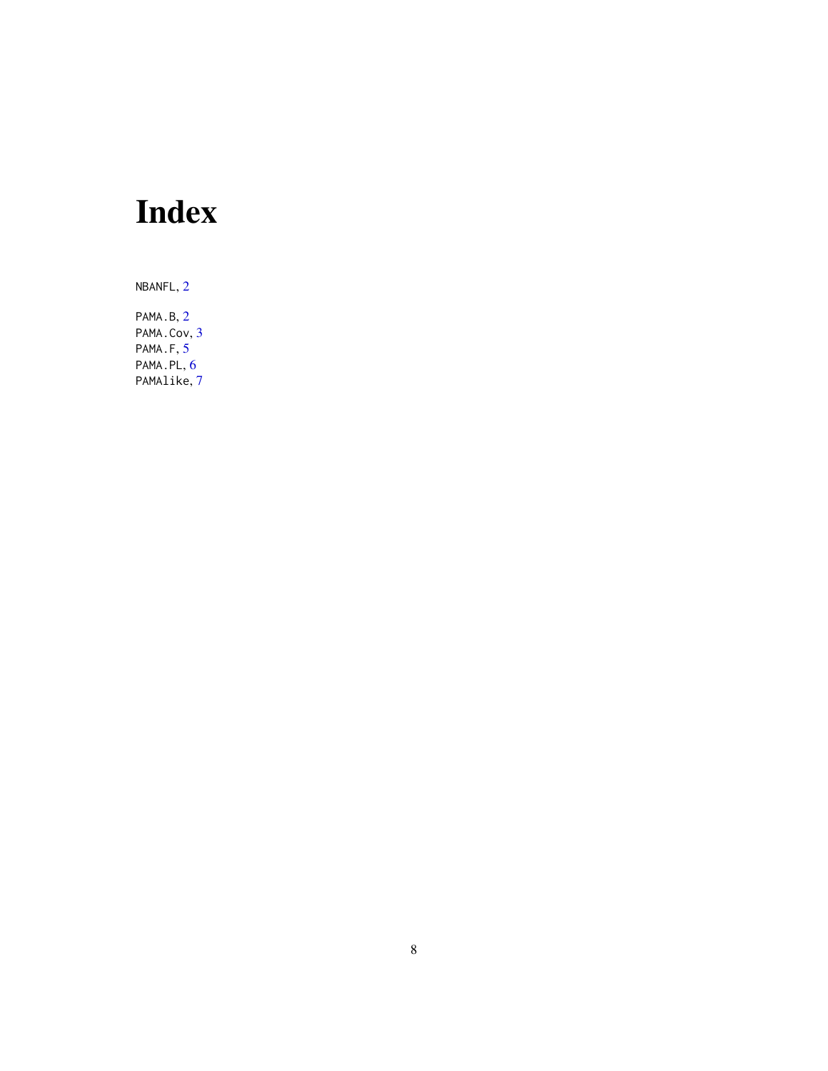# Index

NBANFL, 2

PAMA.B, 2
PAMA.Cov, 3
PAMA.F, 5
PAMA.PL, 6
PAMAlike, 7